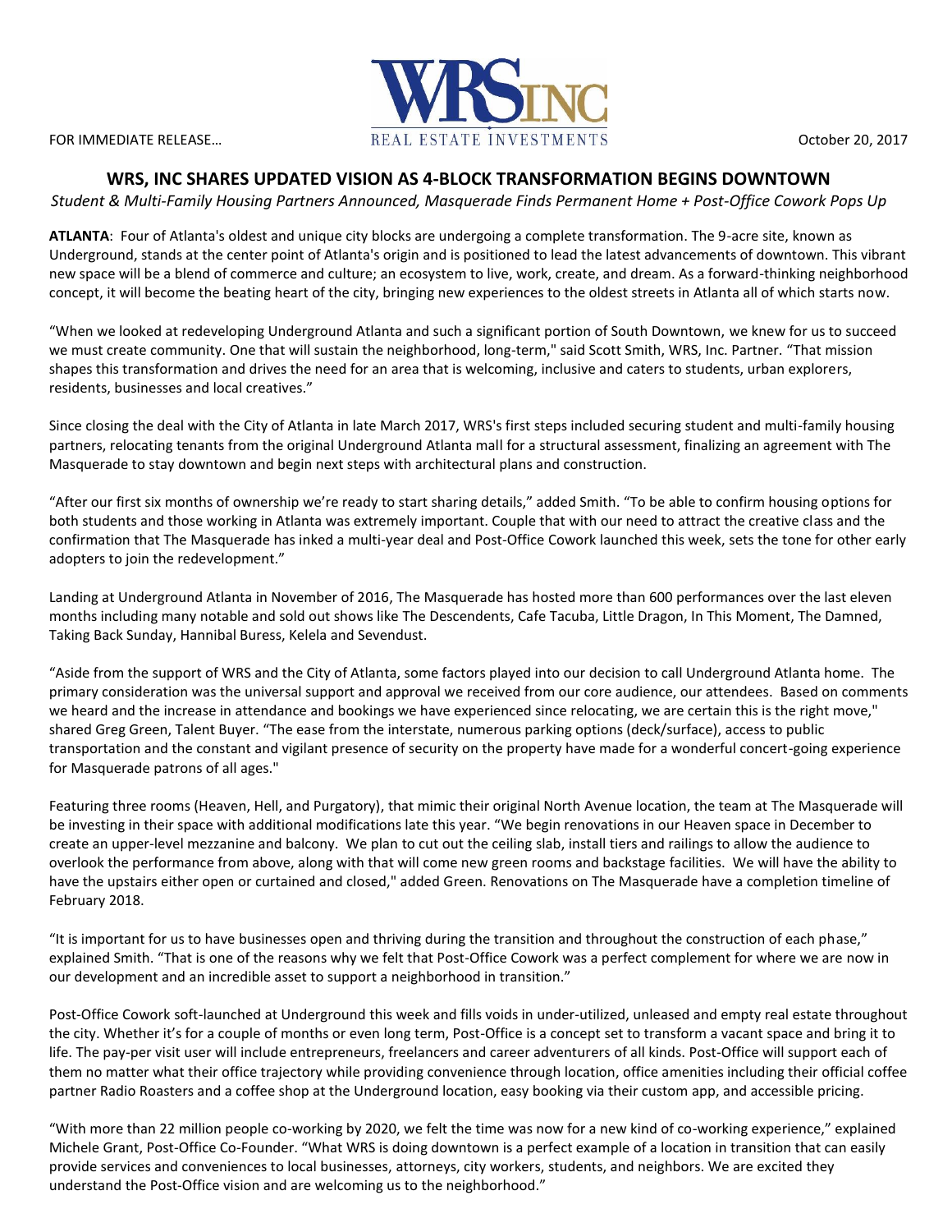FOR IMMEDIATE RELEASE… 

**WRS INC**
REAL ESTATE INVESTMENTS

October 20, 2017

## WRS, INC SHARES UPDATED VISION AS 4-BLOCK TRANSFORMATION BEGINS DOWNTOWN

*Student & Multi-Family Housing Partners Announced, Masquerade Finds Permanent Home + Post-Office Cowork Pops Up*

**ATLANTA**: Four of Atlanta's oldest and unique city blocks are undergoing a complete transformation. The 9-acre site, known as Underground, stands at the center point of Atlanta's origin and is positioned to lead the latest advancements of downtown. This vibrant new space will be a blend of commerce and culture; an ecosystem to live, work, create, and dream. As a forward-thinking neighborhood concept, it will become the beating heart of the city, bringing new experiences to the oldest streets in Atlanta all of which starts now.

"When we looked at redeveloping Underground Atlanta and such a significant portion of South Downtown, we knew for us to succeed we must create community. One that will sustain the neighborhood, long-term," said Scott Smith, WRS, Inc. Partner. "That mission shapes this transformation and drives the need for an area that is welcoming, inclusive and caters to students, urban explorers, residents, businesses and local creatives."

Since closing the deal with the City of Atlanta in late March 2017, WRS's first steps included securing student and multi-family housing partners, relocating tenants from the original Underground Atlanta mall for a structural assessment, finalizing an agreement with The Masquerade to stay downtown and begin next steps with architectural plans and construction.

"After our first six months of ownership we're ready to start sharing details," added Smith. "To be able to confirm housing options for both students and those working in Atlanta was extremely important. Couple that with our need to attract the creative class and the confirmation that The Masquerade has inked a multi-year deal and Post-Office Cowork launched this week, sets the tone for other early adopters to join the redevelopment."

Landing at Underground Atlanta in November of 2016, The Masquerade has hosted more than 600 performances over the last eleven months including many notable and sold out shows like The Descendents, Cafe Tacuba, Little Dragon, In This Moment, The Damned, Taking Back Sunday, Hannibal Buress, Kelela and Sevendust.

"Aside from the support of WRS and the City of Atlanta, some factors played into our decision to call Underground Atlanta home. The primary consideration was the universal support and approval we received from our core audience, our attendees. Based on comments we heard and the increase in attendance and bookings we have experienced since relocating, we are certain this is the right move," shared Greg Green, Talent Buyer. "The ease from the interstate, numerous parking options (deck/surface), access to public transportation and the constant and vigilant presence of security on the property have made for a wonderful concert-going experience for Masquerade patrons of all ages."

Featuring three rooms (Heaven, Hell, and Purgatory), that mimic their original North Avenue location, the team at The Masquerade will be investing in their space with additional modifications late this year. "We begin renovations in our Heaven space in December to create an upper-level mezzanine and balcony. We plan to cut out the ceiling slab, install tiers and railings to allow the audience to overlook the performance from above, along with that will come new green rooms and backstage facilities. We will have the ability to have the upstairs either open or curtained and closed," added Green. Renovations on The Masquerade have a completion timeline of February 2018.

"It is important for us to have businesses open and thriving during the transition and throughout the construction of each phase," explained Smith. "That is one of the reasons why we felt that Post-Office Cowork was a perfect complement for where we are now in our development and an incredible asset to support a neighborhood in transition."

Post-Office Cowork soft-launched at Underground this week and fills voids in under-utilized, unleased and empty real estate throughout the city. Whether it's for a couple of months or even long term, Post-Office is a concept set to transform a vacant space and bring it to life. The pay-per visit user will include entrepreneurs, freelancers and career adventurers of all kinds. Post-Office will support each of them no matter what their office trajectory while providing convenience through location, office amenities including their official coffee partner Radio Roasters and a coffee shop at the Underground location, easy booking via their custom app, and accessible pricing.

"With more than 22 million people co-working by 2020, we felt the time was now for a new kind of co-working experience," explained Michele Grant, Post-Office Co-Founder. "What WRS is doing downtown is a perfect example of a location in transition that can easily provide services and conveniences to local businesses, attorneys, city workers, students, and neighbors. We are excited they understand the Post-Office vision and are welcoming us to the neighborhood."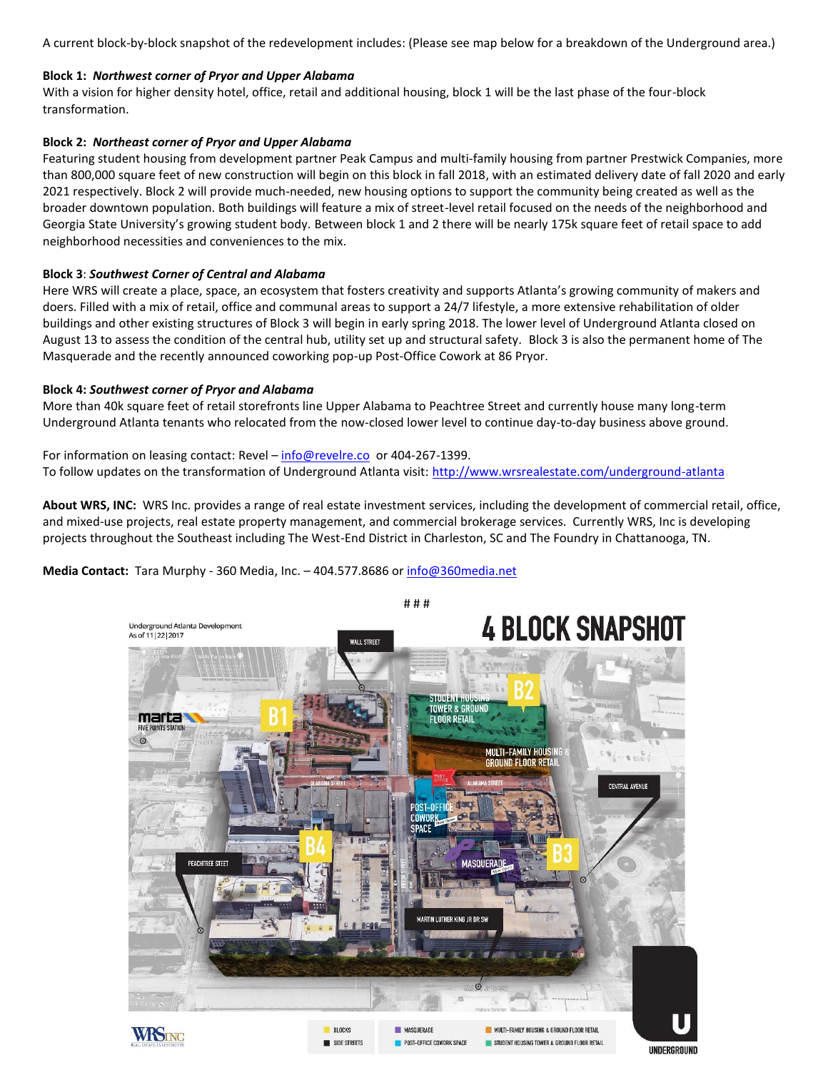A current block-by-block snapshot of the redevelopment includes: (Please see map below for a breakdown of the Underground area.)

**Block 1:** ***Northwest corner of Pryor and Upper Alabama***
With a vision for higher density hotel, office, retail and additional housing, block 1 will be the last phase of the four-block transformation.

**Block 2:** ***Northeast corner of Pryor and Upper Alabama***
Featuring student housing from development partner Peak Campus and multi-family housing from partner Prestwick Companies, more than 800,000 square feet of new construction will begin on this block in fall 2018, with an estimated delivery date of fall 2020 and early 2021 respectively. Block 2 will provide much-needed, new housing options to support the community being created as well as the broader downtown population. Both buildings will feature a mix of street-level retail focused on the needs of the neighborhood and Georgia State University's growing student body. Between block 1 and 2 there will be nearly 175k square feet of retail space to add neighborhood necessities and conveniences to the mix.

**Block 3**: ***Southwest Corner of Central and Alabama***
Here WRS will create a place, space, an ecosystem that fosters creativity and supports Atlanta's growing community of makers and doers. Filled with a mix of retail, office and communal areas to support a 24/7 lifestyle, a more extensive rehabilitation of older buildings and other existing structures of Block 3 will begin in early spring 2018. The lower level of Underground Atlanta closed on August 13 to assess the condition of the central hub, utility set up and structural safety. Block 3 is also the permanent home of The Masquerade and the recently announced coworking pop-up Post-Office Cowork at 86 Pryor.

**Block 4:** ***Southwest corner of Pryor and Alabama***
More than 40k square feet of retail storefronts line Upper Alabama to Peachtree Street and currently house many long-term Underground Atlanta tenants who relocated from the now-closed lower level to continue day-to-day business above ground.

For information on leasing contact: Revel – info@revelre.co or 404-267-1399.
To follow updates on the transformation of Underground Atlanta visit: http://www.wrsrealestate.com/underground-atlanta

**About WRS, INC:** WRS Inc. provides a range of real estate investment services, including the development of commercial retail, office, and mixed-use projects, real estate property management, and commercial brokerage services. Currently WRS, Inc is developing projects throughout the Southeast including The West-End District in Charleston, SC and The Foundry in Chattanooga, TN.

**Media Contact:** Tara Murphy - 360 Media, Inc. – 404.577.8686 or info@360media.net

# # #

Underground Atlanta Development
As of 11|22|2017

4 BLOCK SNAPSHOT

WALL STREET

B1

B2

STUDENT HOUSING TOWER & GROUND FLOOR RETAIL

MULTI-FAMILY HOUSING & GROUND FLOOR RETAIL

marta FIVE POINTS STATION

PRYOR STREET

ALABAMA STREET

CENTRAL AVENUE

POST-OFFICE COWORK SPACE

MASQUERADE

B3

B4

PEACHTREE STEET

MARTIN LUTHER KING JR DR SW

BLOCKS

SIDE STREETS

MASQUERADE

POST-OFFICE COWORK SPACE

MULTI-FAMILY HOUSING & GROUND FLOOR RETAIL

STUDENT HOUSING TOWER & GROUND FLOOR RETAIL

WRS INC

UNDERGROUND